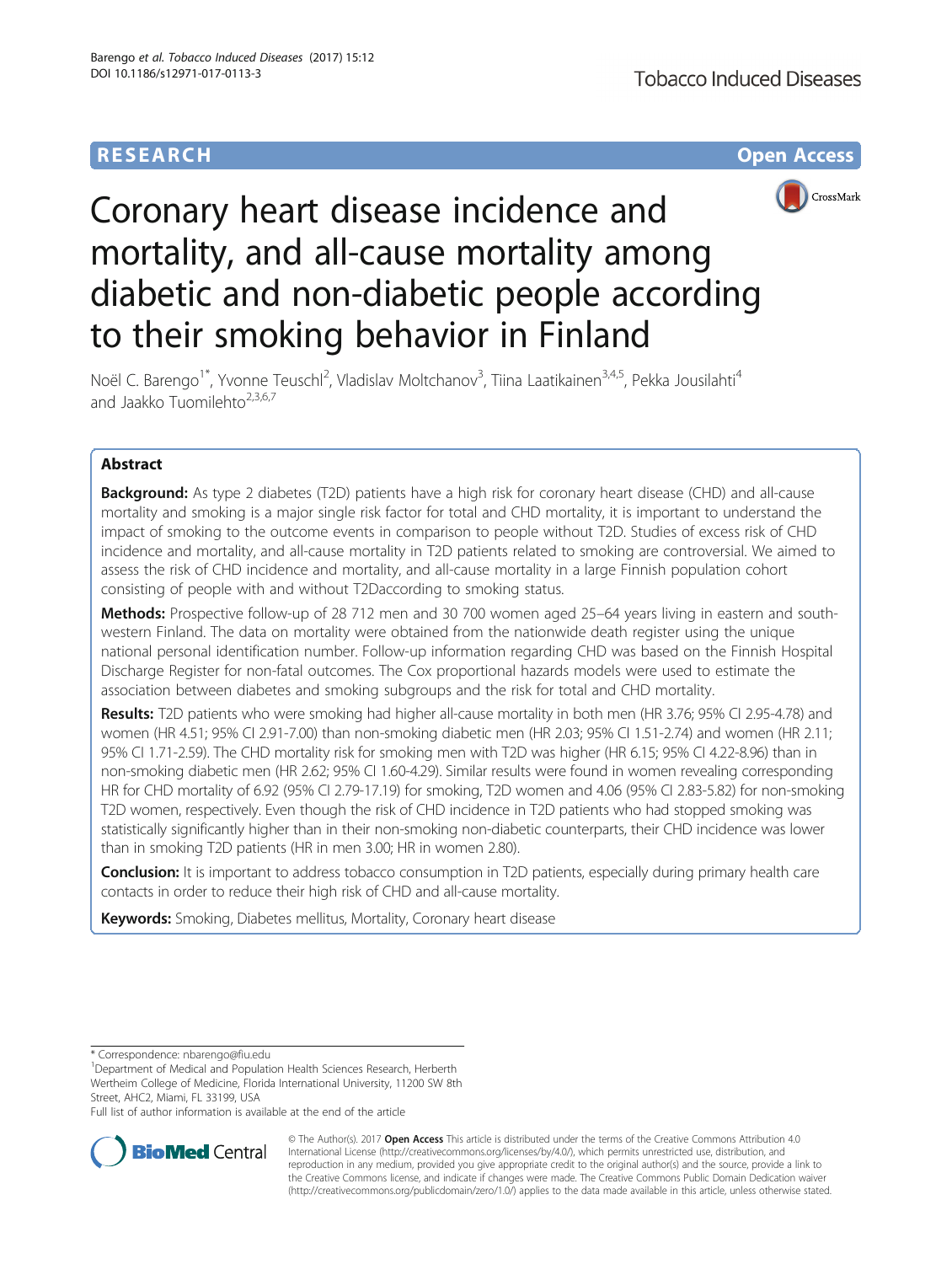**RESEARCH** **Open Access**

# Coronary heart disease incidence and mortality, and all-cause mortality among diabetic and non-diabetic people according to their smoking behavior in Finland

Noël C. Barengo[1*], Yvonne Teuschl[2], Vladislav Moltchanov[3], Tiina Laatikainen[3,4,5], Pekka Jousilahti[4] and Jaakko Tuomilehto[2,3,6,7]

## Abstract

**Background:** As type 2 diabetes (T2D) patients have a high risk for coronary heart disease (CHD) and all-cause mortality and smoking is a major single risk factor for total and CHD mortality, it is important to understand the impact of smoking to the outcome events in comparison to people without T2D. Studies of excess risk of CHD incidence and mortality, and all-cause mortality in T2D patients related to smoking are controversial. We aimed to assess the risk of CHD incidence and mortality, and all-cause mortality in a large Finnish population cohort consisting of people with and without T2Daccording to smoking status.

**Methods:** Prospective follow-up of 28 712 men and 30 700 women aged 25–64 years living in eastern and south-western Finland. The data on mortality were obtained from the nationwide death register using the unique national personal identification number. Follow-up information regarding CHD was based on the Finnish Hospital Discharge Register for non-fatal outcomes. The Cox proportional hazards models were used to estimate the association between diabetes and smoking subgroups and the risk for total and CHD mortality.

**Results:** T2D patients who were smoking had higher all-cause mortality in both men (HR 3.76; 95% CI 2.95-4.78) and women (HR 4.51; 95% CI 2.91-7.00) than non-smoking diabetic men (HR 2.03; 95% CI 1.51-2.74) and women (HR 2.11; 95% CI 1.71-2.59). The CHD mortality risk for smoking men with T2D was higher (HR 6.15; 95% CI 4.22-8.96) than in non-smoking diabetic men (HR 2.62; 95% CI 1.60-4.29). Similar results were found in women revealing corresponding HR for CHD mortality of 6.92 (95% CI 2.79-17.19) for smoking, T2D women and 4.06 (95% CI 2.83-5.82) for non-smoking T2D women, respectively. Even though the risk of CHD incidence in T2D patients who had stopped smoking was statistically significantly higher than in their non-smoking non-diabetic counterparts, their CHD incidence was lower than in smoking T2D patients (HR in men 3.00; HR in women 2.80).

**Conclusion:** It is important to address tobacco consumption in T2D patients, especially during primary health care contacts in order to reduce their high risk of CHD and all-cause mortality.

**Keywords:** Smoking, Diabetes mellitus, Mortality, Coronary heart disease

\* Correspondence: nbarengo@fiu.edu

[1]Department of Medical and Population Health Sciences Research, Herberth Wertheim College of Medicine, Florida International University, 11200 SW 8th Street, AHC2, Miami, FL 33199, USA

Full list of author information is available at the end of the article

© The Author(s). 2017 **Open Access** This article is distributed under the terms of the Creative Commons Attribution 4.0 International License (http://creativecommons.org/licenses/by/4.0/), which permits unrestricted use, distribution, and reproduction in any medium, provided you give appropriate credit to the original author(s) and the source, provide a link to the Creative Commons license, and indicate if changes were made. The Creative Commons Public Domain Dedication waiver (http://creativecommons.org/publicdomain/zero/1.0/) applies to the data made available in this article, unless otherwise stated.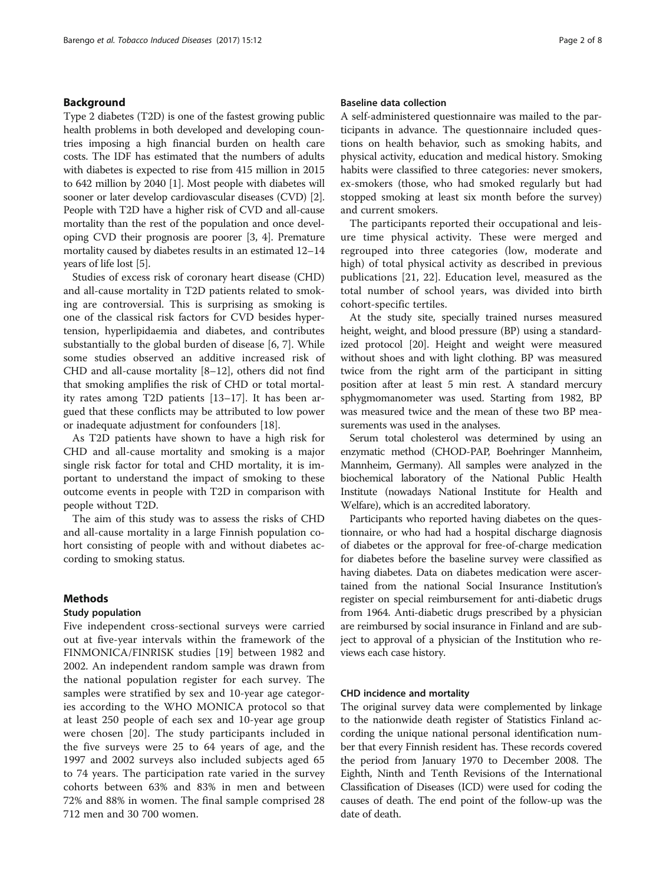## Background

Type 2 diabetes (T2D) is one of the fastest growing public health problems in both developed and developing countries imposing a high financial burden on health care costs. The IDF has estimated that the numbers of adults with diabetes is expected to rise from 415 million in 2015 to 642 million by 2040 [1]. Most people with diabetes will sooner or later develop cardiovascular diseases (CVD) [2]. People with T2D have a higher risk of CVD and all-cause mortality than the rest of the population and once developing CVD their prognosis are poorer [3, 4]. Premature mortality caused by diabetes results in an estimated 12–14 years of life lost [5].

Studies of excess risk of coronary heart disease (CHD) and all-cause mortality in T2D patients related to smoking are controversial. This is surprising as smoking is one of the classical risk factors for CVD besides hypertension, hyperlipidaemia and diabetes, and contributes substantially to the global burden of disease [6, 7]. While some studies observed an additive increased risk of CHD and all-cause mortality [8–12], others did not find that smoking amplifies the risk of CHD or total mortality rates among T2D patients [13–17]. It has been argued that these conflicts may be attributed to low power or inadequate adjustment for confounders [18].

As T2D patients have shown to have a high risk for CHD and all-cause mortality and smoking is a major single risk factor for total and CHD mortality, it is important to understand the impact of smoking to these outcome events in people with T2D in comparison with people without T2D.

The aim of this study was to assess the risks of CHD and all-cause mortality in a large Finnish population cohort consisting of people with and without diabetes according to smoking status.

## Methods

### Study population

Five independent cross-sectional surveys were carried out at five-year intervals within the framework of the FINMONICA/FINRISK studies [19] between 1982 and 2002. An independent random sample was drawn from the national population register for each survey. The samples were stratified by sex and 10-year age categories according to the WHO MONICA protocol so that at least 250 people of each sex and 10-year age group were chosen [20]. The study participants included in the five surveys were 25 to 64 years of age, and the 1997 and 2002 surveys also included subjects aged 65 to 74 years. The participation rate varied in the survey cohorts between 63% and 83% in men and between 72% and 88% in women. The final sample comprised 28 712 men and 30 700 women.

### Baseline data collection

A self-administered questionnaire was mailed to the participants in advance. The questionnaire included questions on health behavior, such as smoking habits, and physical activity, education and medical history. Smoking habits were classified to three categories: never smokers, ex-smokers (those, who had smoked regularly but had stopped smoking at least six month before the survey) and current smokers.

The participants reported their occupational and leisure time physical activity. These were merged and regrouped into three categories (low, moderate and high) of total physical activity as described in previous publications [21, 22]. Education level, measured as the total number of school years, was divided into birth cohort-specific tertiles.

At the study site, specially trained nurses measured height, weight, and blood pressure (BP) using a standardized protocol [20]. Height and weight were measured without shoes and with light clothing. BP was measured twice from the right arm of the participant in sitting position after at least 5 min rest. A standard mercury sphygmomanometer was used. Starting from 1982, BP was measured twice and the mean of these two BP measurements was used in the analyses.

Serum total cholesterol was determined by using an enzymatic method (CHOD-PAP, Boehringer Mannheim, Mannheim, Germany). All samples were analyzed in the biochemical laboratory of the National Public Health Institute (nowadays National Institute for Health and Welfare), which is an accredited laboratory.

Participants who reported having diabetes on the questionnaire, or who had had a hospital discharge diagnosis of diabetes or the approval for free-of-charge medication for diabetes before the baseline survey were classified as having diabetes. Data on diabetes medication were ascertained from the national Social Insurance Institution's register on special reimbursement for anti-diabetic drugs from 1964. Anti-diabetic drugs prescribed by a physician are reimbursed by social insurance in Finland and are subject to approval of a physician of the Institution who reviews each case history.

### CHD incidence and mortality

The original survey data were complemented by linkage to the nationwide death register of Statistics Finland according the unique national personal identification number that every Finnish resident has. These records covered the period from January 1970 to December 2008. The Eighth, Ninth and Tenth Revisions of the International Classification of Diseases (ICD) were used for coding the causes of death. The end point of the follow-up was the date of death.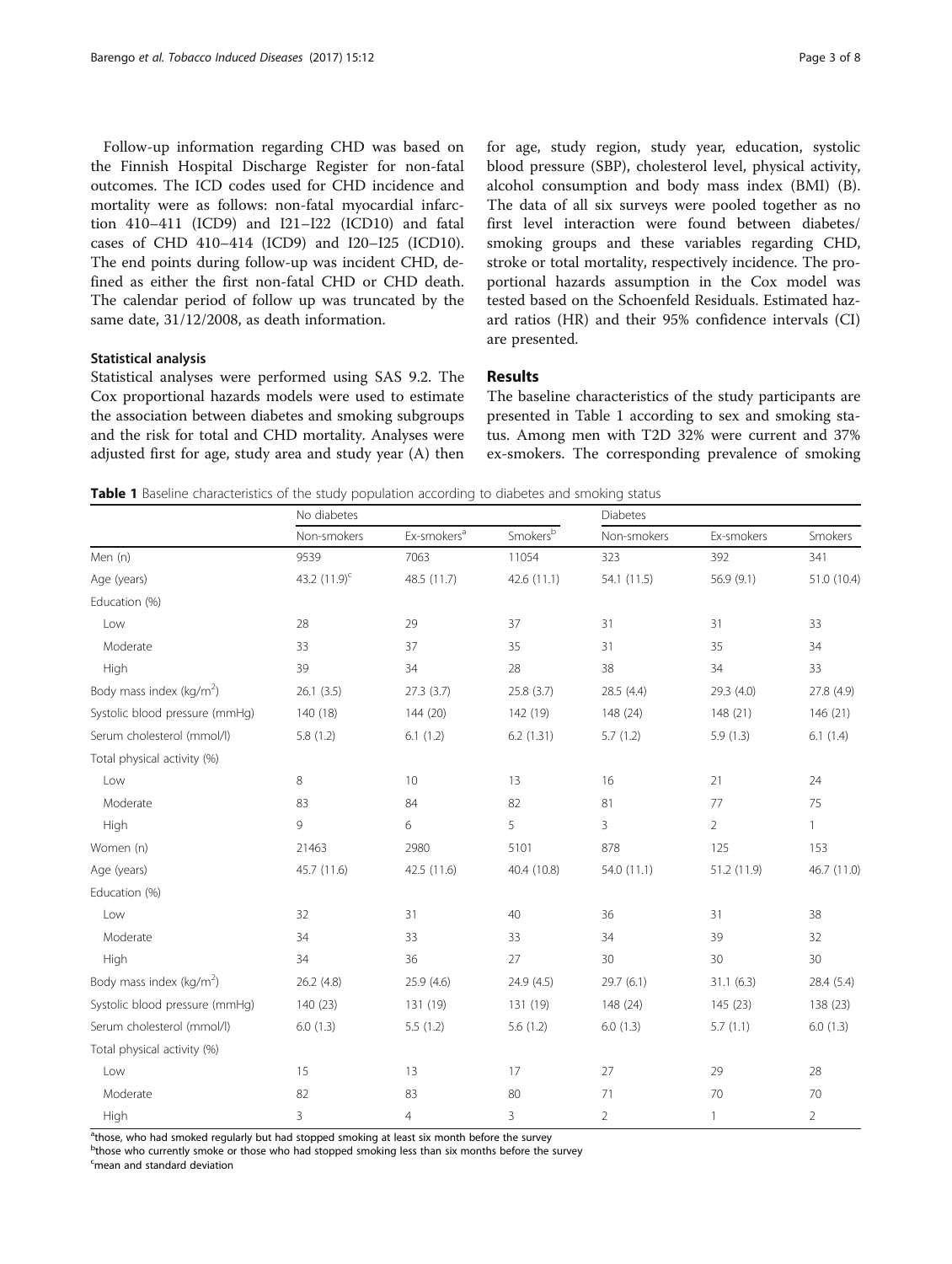Follow-up information regarding CHD was based on the Finnish Hospital Discharge Register for non-fatal outcomes. The ICD codes used for CHD incidence and mortality were as follows: non-fatal myocardial infarction 410–411 (ICD9) and I21–I22 (ICD10) and fatal cases of CHD 410–414 (ICD9) and I20–I25 (ICD10). The end points during follow-up was incident CHD, defined as either the first non-fatal CHD or CHD death. The calendar period of follow up was truncated by the same date, 31/12/2008, as death information.

### Statistical analysis

Statistical analyses were performed using SAS 9.2. The Cox proportional hazards models were used to estimate the association between diabetes and smoking subgroups and the risk for total and CHD mortality. Analyses were adjusted first for age, study area and study year (A) then for age, study region, study year, education, systolic blood pressure (SBP), cholesterol level, physical activity, alcohol consumption and body mass index (BMI) (B). The data of all six surveys were pooled together as no first level interaction were found between diabetes/smoking groups and these variables regarding CHD, stroke or total mortality, respectively incidence. The proportional hazards assumption in the Cox model was tested based on the Schoenfeld Residuals. Estimated hazard ratios (HR) and their 95% confidence intervals (CI) are presented.

## Results

The baseline characteristics of the study participants are presented in Table 1 according to sex and smoking status. Among men with T2D 32% were current and 37% ex-smokers. The corresponding prevalence of smoking

**Table 1** Baseline characteristics of the study population according to diabetes and smoking status

| | No diabetes | | | Diabetes | | |
|---|---|---|---|---|---|---|
| | Non-smokers | Ex-smokers[a] | Smokers[b] | Non-smokers | Ex-smokers | Smokers |
| Men (n) | 9539 | 7063 | 11054 | 323 | 392 | 341 |
| Age (years) | 43.2 (11.9)[c] | 48.5 (11.7) | 42.6 (11.1) | 54.1 (11.5) | 56.9 (9.1) | 51.0 (10.4) |
| Education (%) | | | | | | |
| Low | 28 | 29 | 37 | 31 | 31 | 33 |
| Moderate | 33 | 37 | 35 | 31 | 35 | 34 |
| High | 39 | 34 | 28 | 38 | 34 | 33 |
| Body mass index (kg/m$^2$) | 26.1 (3.5) | 27.3 (3.7) | 25.8 (3.7) | 28.5 (4.4) | 29.3 (4.0) | 27.8 (4.9) |
| Systolic blood pressure (mmHg) | 140 (18) | 144 (20) | 142 (19) | 148 (24) | 148 (21) | 146 (21) |
| Serum cholesterol (mmol/l) | 5.8 (1.2) | 6.1 (1.2) | 6.2 (1.31) | 5.7 (1.2) | 5.9 (1.3) | 6.1 (1.4) |
| Total physical activity (%) | | | | | | |
| Low | 8 | 10 | 13 | 16 | 21 | 24 |
| Moderate | 83 | 84 | 82 | 81 | 77 | 75 |
| High | 9 | 6 | 5 | 3 | 2 | 1 |
| Women (n) | 21463 | 2980 | 5101 | 878 | 125 | 153 |
| Age (years) | 45.7 (11.6) | 42.5 (11.6) | 40.4 (10.8) | 54.0 (11.1) | 51.2 (11.9) | 46.7 (11.0) |
| Education (%) | | | | | | |
| Low | 32 | 31 | 40 | 36 | 31 | 38 |
| Moderate | 34 | 33 | 33 | 34 | 39 | 32 |
| High | 34 | 36 | 27 | 30 | 30 | 30 |
| Body mass index (kg/m$^2$) | 26.2 (4.8) | 25.9 (4.6) | 24.9 (4.5) | 29.7 (6.1) | 31.1 (6.3) | 28.4 (5.4) |
| Systolic blood pressure (mmHg) | 140 (23) | 131 (19) | 131 (19) | 148 (24) | 145 (23) | 138 (23) |
| Serum cholesterol (mmol/l) | 6.0 (1.3) | 5.5 (1.2) | 5.6 (1.2) | 6.0 (1.3) | 5.7 (1.1) | 6.0 (1.3) |
| Total physical activity (%) | | | | | | |
| Low | 15 | 13 | 17 | 27 | 29 | 28 |
| Moderate | 82 | 83 | 80 | 71 | 70 | 70 |
| High | 3 | 4 | 3 | 2 | 1 | 2 |

[a]those, who had smoked regularly but had stopped smoking at least six month before the survey
[b]those who currently smoke or those who had stopped smoking less than six months before the survey
[c]mean and standard deviation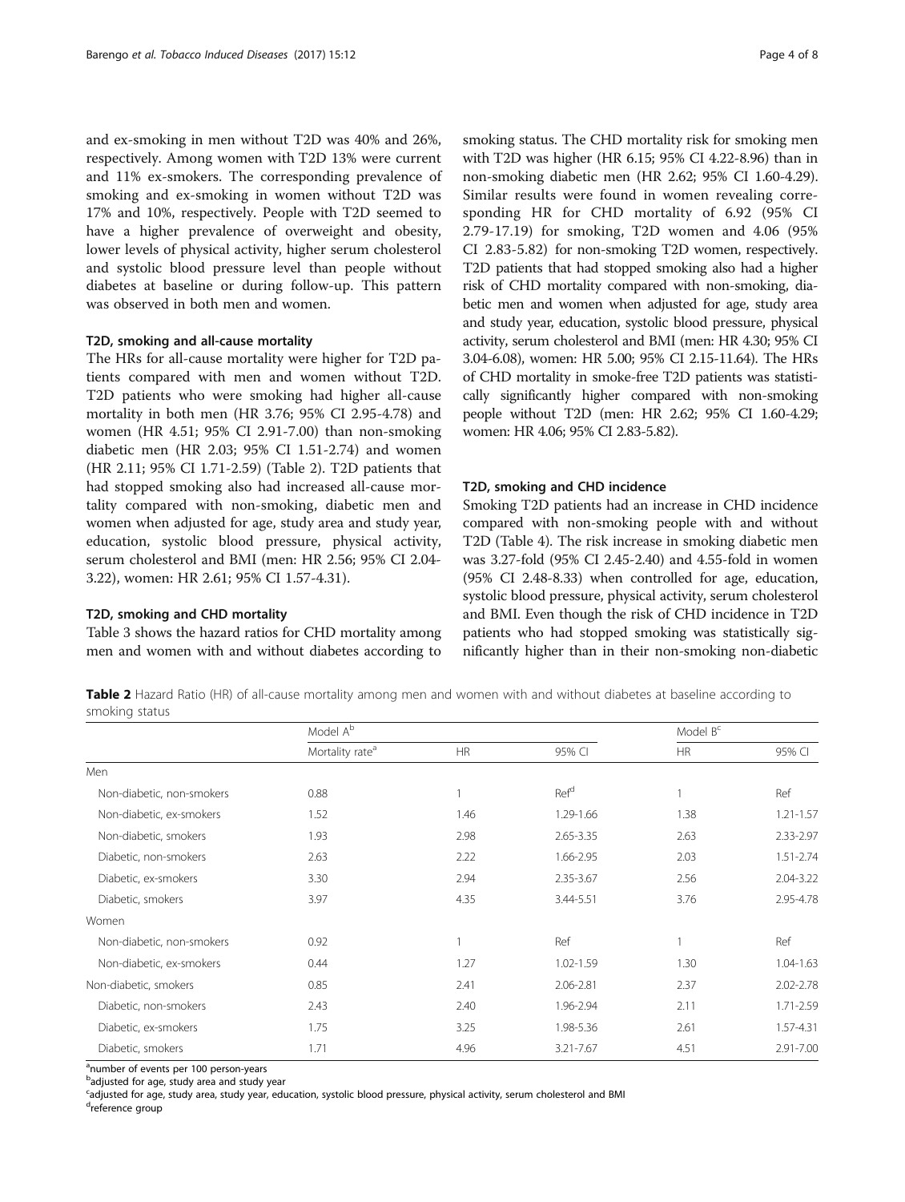and ex-smoking in men without T2D was 40% and 26%, respectively. Among women with T2D 13% were current and 11% ex-smokers. The corresponding prevalence of smoking and ex-smoking in women without T2D was 17% and 10%, respectively. People with T2D seemed to have a higher prevalence of overweight and obesity, lower levels of physical activity, higher serum cholesterol and systolic blood pressure level than people without diabetes at baseline or during follow-up. This pattern was observed in both men and women.

### T2D, smoking and all-cause mortality

The HRs for all-cause mortality were higher for T2D patients compared with men and women without T2D. T2D patients who were smoking had higher all-cause mortality in both men (HR 3.76; 95% CI 2.95-4.78) and women (HR 4.51; 95% CI 2.91-7.00) than non-smoking diabetic men (HR 2.03; 95% CI 1.51-2.74) and women (HR 2.11; 95% CI 1.71-2.59) (Table 2). T2D patients that had stopped smoking also had increased all-cause mortality compared with non-smoking, diabetic men and women when adjusted for age, study area and study year, education, systolic blood pressure, physical activity, serum cholesterol and BMI (men: HR 2.56; 95% CI 2.04-3.22), women: HR 2.61; 95% CI 1.57-4.31).

### T2D, smoking and CHD mortality

Table 3 shows the hazard ratios for CHD mortality among men and women with and without diabetes according to smoking status. The CHD mortality risk for smoking men with T2D was higher (HR 6.15; 95% CI 4.22-8.96) than in non-smoking diabetic men (HR 2.62; 95% CI 1.60-4.29). Similar results were found in women revealing corresponding HR for CHD mortality of 6.92 (95% CI 2.79-17.19) for smoking, T2D women and 4.06 (95% CI 2.83-5.82) for non-smoking T2D women, respectively. T2D patients that had stopped smoking also had a higher risk of CHD mortality compared with non-smoking, diabetic men and women when adjusted for age, study area and study year, education, systolic blood pressure, physical activity, serum cholesterol and BMI (men: HR 4.30; 95% CI 3.04-6.08), women: HR 5.00; 95% CI 2.15-11.64). The HRs of CHD mortality in smoke-free T2D patients was statistically significantly higher compared with non-smoking people without T2D (men: HR 2.62; 95% CI 1.60-4.29; women: HR 4.06; 95% CI 2.83-5.82).

### T2D, smoking and CHD incidence

Smoking T2D patients had an increase in CHD incidence compared with non-smoking people with and without T2D (Table 4). The risk increase in smoking diabetic men was 3.27-fold (95% CI 2.45-2.40) and 4.55-fold in women (95% CI 2.48-8.33) when controlled for age, education, systolic blood pressure, physical activity, serum cholesterol and BMI. Even though the risk of CHD incidence in T2D patients who had stopped smoking was statistically significantly higher than in their non-smoking non-diabetic

**Table 2** Hazard Ratio (HR) of all-cause mortality among men and women with and without diabetes at baseline according to smoking status

| | Model A[b] | | | Model B[c] | |
|---|---|---|---|---|---|
| | Mortality rate[a] | HR | 95% CI | HR | 95% CI |
| Men | | | | | |
| Non-diabetic, non-smokers | 0.88 | 1 | Ref[d] | 1 | Ref |
| Non-diabetic, ex-smokers | 1.52 | 1.46 | 1.29-1.66 | 1.38 | 1.21-1.57 |
| Non-diabetic, smokers | 1.93 | 2.98 | 2.65-3.35 | 2.63 | 2.33-2.97 |
| Diabetic, non-smokers | 2.63 | 2.22 | 1.66-2.95 | 2.03 | 1.51-2.74 |
| Diabetic, ex-smokers | 3.30 | 2.94 | 2.35-3.67 | 2.56 | 2.04-3.22 |
| Diabetic, smokers | 3.97 | 4.35 | 3.44-5.51 | 3.76 | 2.95-4.78 |
| Women | | | | | |
| Non-diabetic, non-smokers | 0.92 | 1 | Ref | 1 | Ref |
| Non-diabetic, ex-smokers | 0.44 | 1.27 | 1.02-1.59 | 1.30 | 1.04-1.63 |
| Non-diabetic, smokers | 0.85 | 2.41 | 2.06-2.81 | 2.37 | 2.02-2.78 |
| Diabetic, non-smokers | 2.43 | 2.40 | 1.96-2.94 | 2.11 | 1.71-2.59 |
| Diabetic, ex-smokers | 1.75 | 3.25 | 1.98-5.36 | 2.61 | 1.57-4.31 |
| Diabetic, smokers | 1.71 | 4.96 | 3.21-7.67 | 4.51 | 2.91-7.00 |

[a]number of events per 100 person-years
[b]adjusted for age, study area and study year
[c]adjusted for age, study area, study year, education, systolic blood pressure, physical activity, serum cholesterol and BMI
[d]reference group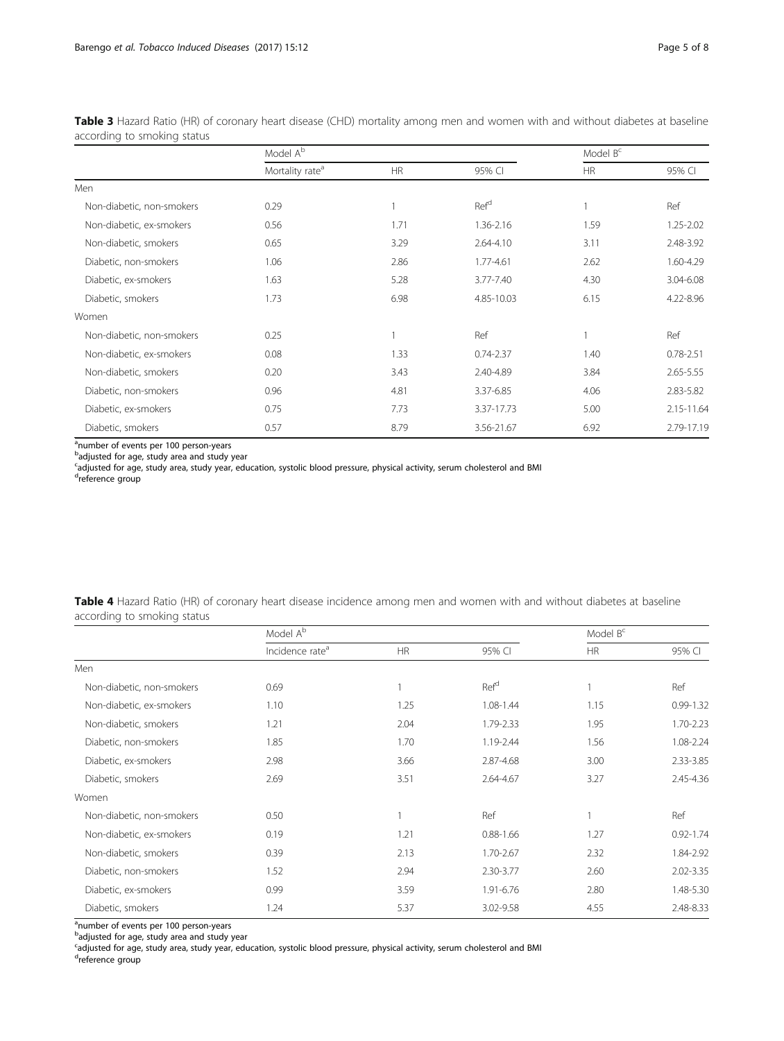**Table 3** Hazard Ratio (HR) of coronary heart disease (CHD) mortality among men and women with and without diabetes at baseline according to smoking status

| | Model A[b] | | | Model B[c] | |
|---|---|---|---|---|---|
| | Mortality rate[a] | HR | 95% CI | HR | 95% CI |
| Men | | | | | |
| Non-diabetic, non-smokers | 0.29 | 1 | Ref[d] | 1 | Ref |
| Non-diabetic, ex-smokers | 0.56 | 1.71 | 1.36-2.16 | 1.59 | 1.25-2.02 |
| Non-diabetic, smokers | 0.65 | 3.29 | 2.64-4.10 | 3.11 | 2.48-3.92 |
| Diabetic, non-smokers | 1.06 | 2.86 | 1.77-4.61 | 2.62 | 1.60-4.29 |
| Diabetic, ex-smokers | 1.63 | 5.28 | 3.77-7.40 | 4.30 | 3.04-6.08 |
| Diabetic, smokers | 1.73 | 6.98 | 4.85-10.03 | 6.15 | 4.22-8.96 |
| Women | | | | | |
| Non-diabetic, non-smokers | 0.25 | 1 | Ref | 1 | Ref |
| Non-diabetic, ex-smokers | 0.08 | 1.33 | 0.74-2.37 | 1.40 | 0.78-2.51 |
| Non-diabetic, smokers | 0.20 | 3.43 | 2.40-4.89 | 3.84 | 2.65-5.55 |
| Diabetic, non-smokers | 0.96 | 4.81 | 3.37-6.85 | 4.06 | 2.83-5.82 |
| Diabetic, ex-smokers | 0.75 | 7.73 | 3.37-17.73 | 5.00 | 2.15-11.64 |
| Diabetic, smokers | 0.57 | 8.79 | 3.56-21.67 | 6.92 | 2.79-17.19 |

[a]number of events per 100 person-years
[b]adjusted for age, study area and study year
[c]adjusted for age, study area, study year, education, systolic blood pressure, physical activity, serum cholesterol and BMI
[d]reference group

**Table 4** Hazard Ratio (HR) of coronary heart disease incidence among men and women with and without diabetes at baseline according to smoking status

| | Model A[b] | | | Model B[c] | |
|---|---|---|---|---|---|
| | Incidence rate[a] | HR | 95% CI | HR | 95% CI |
| Men | | | | | |
| Non-diabetic, non-smokers | 0.69 | 1 | Ref[d] | 1 | Ref |
| Non-diabetic, ex-smokers | 1.10 | 1.25 | 1.08-1.44 | 1.15 | 0.99-1.32 |
| Non-diabetic, smokers | 1.21 | 2.04 | 1.79-2.33 | 1.95 | 1.70-2.23 |
| Diabetic, non-smokers | 1.85 | 1.70 | 1.19-2.44 | 1.56 | 1.08-2.24 |
| Diabetic, ex-smokers | 2.98 | 3.66 | 2.87-4.68 | 3.00 | 2.33-3.85 |
| Diabetic, smokers | 2.69 | 3.51 | 2.64-4.67 | 3.27 | 2.45-4.36 |
| Women | | | | | |
| Non-diabetic, non-smokers | 0.50 | 1 | Ref | 1 | Ref |
| Non-diabetic, ex-smokers | 0.19 | 1.21 | 0.88-1.66 | 1.27 | 0.92-1.74 |
| Non-diabetic, smokers | 0.39 | 2.13 | 1.70-2.67 | 2.32 | 1.84-2.92 |
| Diabetic, non-smokers | 1.52 | 2.94 | 2.30-3.77 | 2.60 | 2.02-3.35 |
| Diabetic, ex-smokers | 0.99 | 3.59 | 1.91-6.76 | 2.80 | 1.48-5.30 |
| Diabetic, smokers | 1.24 | 5.37 | 3.02-9.58 | 4.55 | 2.48-8.33 |

[a]number of events per 100 person-years
[b]adjusted for age, study area and study year
[c]adjusted for age, study area, study year, education, systolic blood pressure, physical activity, serum cholesterol and BMI
[d]reference group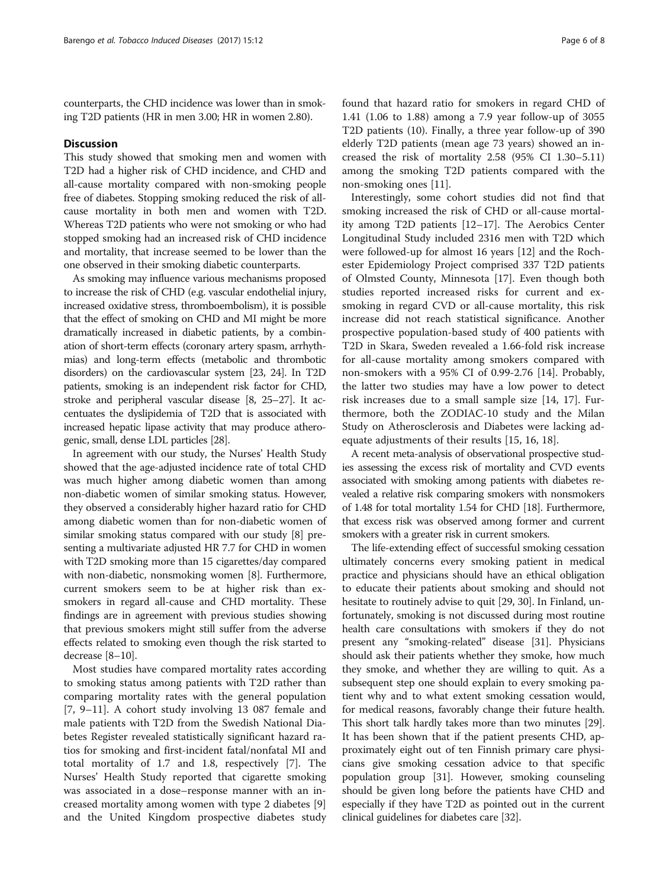counterparts, the CHD incidence was lower than in smoking T2D patients (HR in men 3.00; HR in women 2.80).

## Discussion

This study showed that smoking men and women with T2D had a higher risk of CHD incidence, and CHD and all-cause mortality compared with non-smoking people free of diabetes. Stopping smoking reduced the risk of all-cause mortality in both men and women with T2D. Whereas T2D patients who were not smoking or who had stopped smoking had an increased risk of CHD incidence and mortality, that increase seemed to be lower than the one observed in their smoking diabetic counterparts.

As smoking may influence various mechanisms proposed to increase the risk of CHD (e.g. vascular endothelial injury, increased oxidative stress, thromboembolism), it is possible that the effect of smoking on CHD and MI might be more dramatically increased in diabetic patients, by a combination of short-term effects (coronary artery spasm, arrhythmias) and long-term effects (metabolic and thrombotic disorders) on the cardiovascular system [23, 24]. In T2D patients, smoking is an independent risk factor for CHD, stroke and peripheral vascular disease [8, 25–27]. It accentuates the dyslipidemia of T2D that is associated with increased hepatic lipase activity that may produce atherogenic, small, dense LDL particles [28].

In agreement with our study, the Nurses' Health Study showed that the age-adjusted incidence rate of total CHD was much higher among diabetic women than among non-diabetic women of similar smoking status. However, they observed a considerably higher hazard ratio for CHD among diabetic women than for non-diabetic women of similar smoking status compared with our study [8] presenting a multivariate adjusted HR 7.7 for CHD in women with T2D smoking more than 15 cigarettes/day compared with non-diabetic, nonsmoking women [8]. Furthermore, current smokers seem to be at higher risk than ex-smokers in regard all-cause and CHD mortality. These findings are in agreement with previous studies showing that previous smokers might still suffer from the adverse effects related to smoking even though the risk started to decrease [8–10].

Most studies have compared mortality rates according to smoking status among patients with T2D rather than comparing mortality rates with the general population [7, 9–11]. A cohort study involving 13 087 female and male patients with T2D from the Swedish National Diabetes Register revealed statistically significant hazard ratios for smoking and first-incident fatal/nonfatal MI and total mortality of 1.7 and 1.8, respectively [7]. The Nurses' Health Study reported that cigarette smoking was associated in a dose–response manner with an increased mortality among women with type 2 diabetes [9] and the United Kingdom prospective diabetes study found that hazard ratio for smokers in regard CHD of 1.41 (1.06 to 1.88) among a 7.9 year follow-up of 3055 T2D patients (10). Finally, a three year follow-up of 390 elderly T2D patients (mean age 73 years) showed an increased the risk of mortality 2.58 (95% CI 1.30–5.11) among the smoking T2D patients compared with the non-smoking ones [11].

Interestingly, some cohort studies did not find that smoking increased the risk of CHD or all-cause mortality among T2D patients [12–17]. The Aerobics Center Longitudinal Study included 2316 men with T2D which were followed-up for almost 16 years [12] and the Rochester Epidemiology Project comprised 337 T2D patients of Olmsted County, Minnesota [17]. Even though both studies reported increased risks for current and ex-smoking in regard CVD or all-cause mortality, this risk increase did not reach statistical significance. Another prospective population-based study of 400 patients with T2D in Skara, Sweden revealed a 1.66-fold risk increase for all-cause mortality among smokers compared with non-smokers with a 95% CI of 0.99-2.76 [14]. Probably, the latter two studies may have a low power to detect risk increases due to a small sample size [14, 17]. Furthermore, both the ZODIAC-10 study and the Milan Study on Atherosclerosis and Diabetes were lacking adequate adjustments of their results [15, 16, 18].

A recent meta-analysis of observational prospective studies assessing the excess risk of mortality and CVD events associated with smoking among patients with diabetes revealed a relative risk comparing smokers with nonsmokers of 1.48 for total mortality 1.54 for CHD [18]. Furthermore, that excess risk was observed among former and current smokers with a greater risk in current smokers.

The life-extending effect of successful smoking cessation ultimately concerns every smoking patient in medical practice and physicians should have an ethical obligation to educate their patients about smoking and should not hesitate to routinely advise to quit [29, 30]. In Finland, unfortunately, smoking is not discussed during most routine health care consultations with smokers if they do not present any "smoking-related" disease [31]. Physicians should ask their patients whether they smoke, how much they smoke, and whether they are willing to quit. As a subsequent step one should explain to every smoking patient why and to what extent smoking cessation would, for medical reasons, favorably change their future health. This short talk hardly takes more than two minutes [29]. It has been shown that if the patient presents CHD, approximately eight out of ten Finnish primary care physicians give smoking cessation advice to that specific population group [31]. However, smoking counseling should be given long before the patients have CHD and especially if they have T2D as pointed out in the current clinical guidelines for diabetes care [32].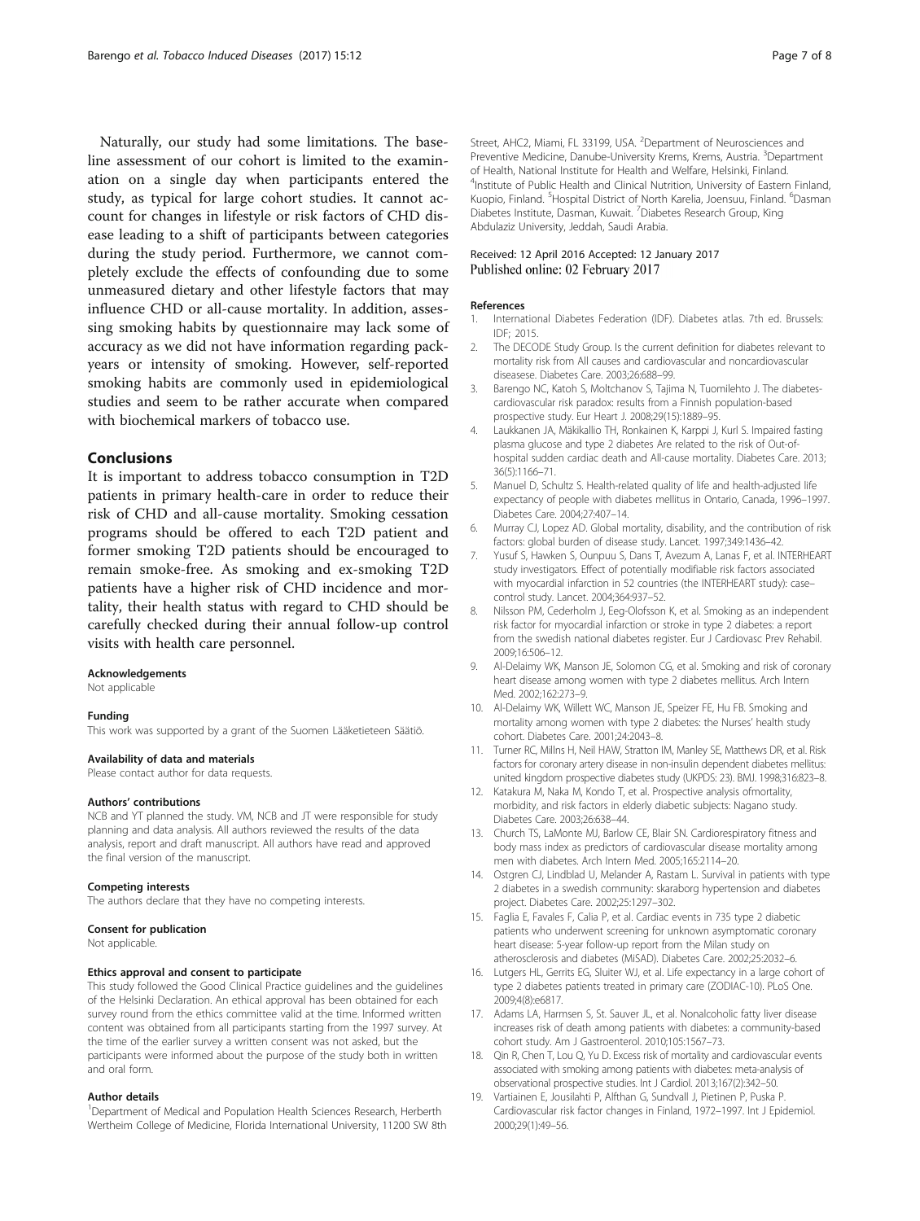Naturally, our study had some limitations. The baseline assessment of our cohort is limited to the examination on a single day when participants entered the study, as typical for large cohort studies. It cannot account for changes in lifestyle or risk factors of CHD disease leading to a shift of participants between categories during the study period. Furthermore, we cannot completely exclude the effects of confounding due to some unmeasured dietary and other lifestyle factors that may influence CHD or all-cause mortality. In addition, assessing smoking habits by questionnaire may lack some of accuracy as we did not have information regarding pack-years or intensity of smoking. However, self-reported smoking habits are commonly used in epidemiological studies and seem to be rather accurate when compared with biochemical markers of tobacco use.

## Conclusions

It is important to address tobacco consumption in T2D patients in primary health-care in order to reduce their risk of CHD and all-cause mortality. Smoking cessation programs should be offered to each T2D patient and former smoking T2D patients should be encouraged to remain smoke-free. As smoking and ex-smoking T2D patients have a higher risk of CHD incidence and mortality, their health status with regard to CHD should be carefully checked during their annual follow-up control visits with health care personnel.

#### Acknowledgements

Not applicable

#### Funding

This work was supported by a grant of the Suomen Lääketieteen Säätiö.

#### Availability of data and materials

Please contact author for data requests.

#### Authors' contributions

NCB and YT planned the study. VM, NCB and JT were responsible for study planning and data analysis. All authors reviewed the results of the data analysis, report and draft manuscript. All authors have read and approved the final version of the manuscript.

#### Competing interests

The authors declare that they have no competing interests.

#### Consent for publication

Not applicable.

#### Ethics approval and consent to participate

This study followed the Good Clinical Practice guidelines and the guidelines of the Helsinki Declaration. An ethical approval has been obtained for each survey round from the ethics committee valid at the time. Informed written content was obtained from all participants starting from the 1997 survey. At the time of the earlier survey a written consent was not asked, but the participants were informed about the purpose of the study both in written and oral form.

#### Author details

[1]Department of Medical and Population Health Sciences Research, Herberth Wertheim College of Medicine, Florida International University, 11200 SW 8th Street, AHC2, Miami, FL 33199, USA. [2]Department of Neurosciences and Preventive Medicine, Danube-University Krems, Krems, Austria. [3]Department of Health, National Institute for Health and Welfare, Helsinki, Finland. [4]Institute of Public Health and Clinical Nutrition, University of Eastern Finland, Kuopio, Finland. [5]Hospital District of North Karelia, Joensuu, Finland. [6]Dasman Diabetes Institute, Dasman, Kuwait. [7]Diabetes Research Group, King Abdulaziz University, Jeddah, Saudi Arabia.

Received: 12 April 2016 Accepted: 12 January 2017
Published online: 02 February 2017

#### References

1. International Diabetes Federation (IDF). Diabetes atlas. 7th ed. Brussels: IDF; 2015.
2. The DECODE Study Group. Is the current definition for diabetes relevant to mortality risk from All causes and cardiovascular and noncardiovascular diseasese. Diabetes Care. 2003;26:688–99.
3. Barengo NC, Katoh S, Moltchanov S, Tajima N, Tuomilehto J. The diabetes-cardiovascular risk paradox: results from a Finnish population-based prospective study. Eur Heart J. 2008;29(15):1889–95.
4. Laukkanen JA, Mäkikallio TH, Ronkainen K, Karppi J, Kurl S. Impaired fasting plasma glucose and type 2 diabetes Are related to the risk of Out-of-hospital sudden cardiac death and All-cause mortality. Diabetes Care. 2013; 36(5):1166–71.
5. Manuel D, Schultz S. Health-related quality of life and health-adjusted life expectancy of people with diabetes mellitus in Ontario, Canada, 1996–1997. Diabetes Care. 2004;27:407–14.
6. Murray CJ, Lopez AD. Global mortality, disability, and the contribution of risk factors: global burden of disease study. Lancet. 1997;349:1436–42.
7. Yusuf S, Hawken S, Ounpuu S, Dans T, Avezum A, Lanas F, et al. INTERHEART study investigators. Effect of potentially modifiable risk factors associated with myocardial infarction in 52 countries (the INTERHEART study): case–control study. Lancet. 2004;364:937–52.
8. Nilsson PM, Cederholm J, Eeg-Olofsson K, et al. Smoking as an independent risk factor for myocardial infarction or stroke in type 2 diabetes: a report from the swedish national diabetes register. Eur J Cardiovasc Prev Rehabil. 2009;16:506–12.
9. Al-Delaimy WK, Manson JE, Solomon CG, et al. Smoking and risk of coronary heart disease among women with type 2 diabetes mellitus. Arch Intern Med. 2002;162:273–9.
10. Al-Delaimy WK, Willett WC, Manson JE, Speizer FE, Hu FB. Smoking and mortality among women with type 2 diabetes: the Nurses' health study cohort. Diabetes Care. 2001;24:2043–8.
11. Turner RC, Millns H, Neil HAW, Stratton IM, Manley SE, Matthews DR, et al. Risk factors for coronary artery disease in non-insulin dependent diabetes mellitus: united kingdom prospective diabetes study (UKPDS: 23). BMJ. 1998;316:823–8.
12. Katakura M, Naka M, Kondo T, et al. Prospective analysis ofmortality, morbidity, and risk factors in elderly diabetic subjects: Nagano study. Diabetes Care. 2003;26:638–44.
13. Church TS, LaMonte MJ, Barlow CE, Blair SN. Cardiorespiratory fitness and body mass index as predictors of cardiovascular disease mortality among men with diabetes. Arch Intern Med. 2005;165:2114–20.
14. Ostgren CJ, Lindblad U, Melander A, Rastam L. Survival in patients with type 2 diabetes in a swedish community: skaraborg hypertension and diabetes project. Diabetes Care. 2002;25:1297–302.
15. Faglia E, Favales F, Calia P, et al. Cardiac events in 735 type 2 diabetic patients who underwent screening for unknown asymptomatic coronary heart disease: 5-year follow-up report from the Milan study on atherosclerosis and diabetes (MiSAD). Diabetes Care. 2002;25:2032–6.
16. Lutgers HL, Gerrits EG, Sluiter WJ, et al. Life expectancy in a large cohort of type 2 diabetes patients treated in primary care (ZODIAC-10). PLoS One. 2009;4(8):e6817.
17. Adams LA, Harmsen S, St. Sauver JL, et al. Nonalcoholic fatty liver disease increases risk of death among patients with diabetes: a community-based cohort study. Am J Gastroenterol. 2010;105:1567–73.
18. Qin R, Chen T, Lou Q, Yu D. Excess risk of mortality and cardiovascular events associated with smoking among patients with diabetes: meta-analysis of observational prospective studies. Int J Cardiol. 2013;167(2):342–50.
19. Vartiainen E, Jousilahti P, Alfthan G, Sundvall J, Pietinen P, Puska P. Cardiovascular risk factor changes in Finland, 1972–1997. Int J Epidemiol. 2000;29(1):49–56.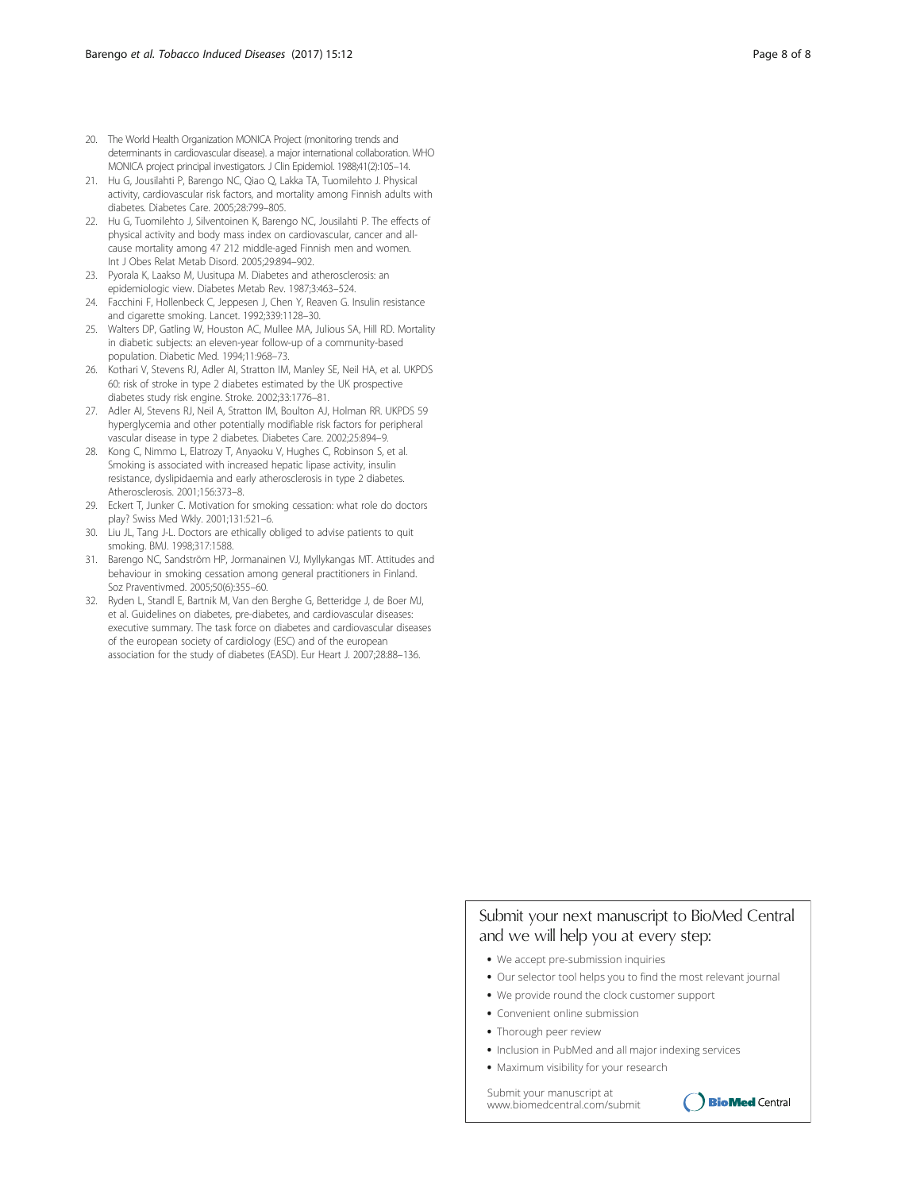20. The World Health Organization MONICA Project (monitoring trends and determinants in cardiovascular disease). a major international collaboration. WHO MONICA project principal investigators. J Clin Epidemiol. 1988;41(2):105–14.
21. Hu G, Jousilahti P, Barengo NC, Qiao Q, Lakka TA, Tuomilehto J. Physical activity, cardiovascular risk factors, and mortality among Finnish adults with diabetes. Diabetes Care. 2005;28:799–805.
22. Hu G, Tuomilehto J, Silventoinen K, Barengo NC, Jousilahti P. The effects of physical activity and body mass index on cardiovascular, cancer and all-cause mortality among 47 212 middle-aged Finnish men and women. Int J Obes Relat Metab Disord. 2005;29:894–902.
23. Pyorala K, Laakso M, Uusitupa M. Diabetes and atherosclerosis: an epidemiologic view. Diabetes Metab Rev. 1987;3:463–524.
24. Facchini F, Hollenbeck C, Jeppesen J, Chen Y, Reaven G. Insulin resistance and cigarette smoking. Lancet. 1992;339:1128–30.
25. Walters DP, Gatling W, Houston AC, Mullee MA, Julious SA, Hill RD. Mortality in diabetic subjects: an eleven-year follow-up of a community-based population. Diabetic Med. 1994;11:968–73.
26. Kothari V, Stevens RJ, Adler AI, Stratton IM, Manley SE, Neil HA, et al. UKPDS 60: risk of stroke in type 2 diabetes estimated by the UK prospective diabetes study risk engine. Stroke. 2002;33:1776–81.
27. Adler AI, Stevens RJ, Neil A, Stratton IM, Boulton AJ, Holman RR. UKPDS 59 hyperglycemia and other potentially modifiable risk factors for peripheral vascular disease in type 2 diabetes. Diabetes Care. 2002;25:894–9.
28. Kong C, Nimmo L, Elatrozy T, Anyaoku V, Hughes C, Robinson S, et al. Smoking is associated with increased hepatic lipase activity, insulin resistance, dyslipidaemia and early atherosclerosis in type 2 diabetes. Atherosclerosis. 2001;156:373–8.
29. Eckert T, Junker C. Motivation for smoking cessation: what role do doctors play? Swiss Med Wkly. 2001;131:521–6.
30. Liu JL, Tang J-L. Doctors are ethically obliged to advise patients to quit smoking. BMJ. 1998;317:1588.
31. Barengo NC, Sandström HP, Jormanainen VJ, Myllykangas MT. Attitudes and behaviour in smoking cessation among general practitioners in Finland. Soz Praventivmed. 2005;50(6):355–60.
32. Ryden L, Standl E, Bartnik M, Van den Berghe G, Betteridge J, de Boer MJ, et al. Guidelines on diabetes, pre-diabetes, and cardiovascular diseases: executive summary. The task force on diabetes and cardiovascular diseases of the european society of cardiology (ESC) and of the european association for the study of diabetes (EASD). Eur Heart J. 2007;28:88–136.

Submit your next manuscript to BioMed Central and we will help you at every step:

- We accept pre-submission inquiries
- Our selector tool helps you to find the most relevant journal
- We provide round the clock customer support
- Convenient online submission
- Thorough peer review
- Inclusion in PubMed and all major indexing services
- Maximum visibility for your research

Submit your manuscript at www.biomedcentral.com/submit

BioMed Central